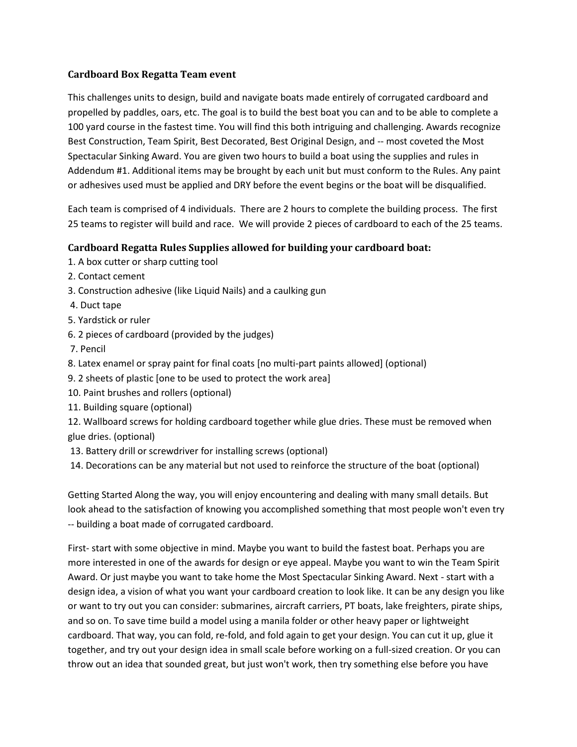### Cardboard Box Regatta Team event

This challenges units to design, build and navigate boats made entirely of corrugated cardboard and propelled by paddles, oars, etc. The goal is to build the best boat you can and to be able to complete a 100 yard course in the fastest time. You will find this both intriguing and challenging. Awards recognize Best Construction, Team Spirit, Best Decorated, Best Original Design, and -- most coveted the Most Spectacular Sinking Award. You are given two hours to build a boat using the supplies and rules in Addendum #1. Additional items may be brought by each unit but must conform to the Rules. Any paint or adhesives used must be applied and DRY before the event begins or the boat will be disqualified.

Each team is comprised of 4 individuals. There are 2 hours to complete the building process. The first 25 teams to register will build and race. We will provide 2 pieces of cardboard to each of the 25 teams.

### Cardboard Regatta Rules Supplies allowed for building your cardboard boat:

1. A box cutter or sharp cutting tool
2. Contact cement
3. Construction adhesive (like Liquid Nails) and a caulking gun
4. Duct tape
5. Yardstick or ruler
6. 2 pieces of cardboard (provided by the judges)
7. Pencil
8. Latex enamel or spray paint for final coats [no multi-part paints allowed] (optional)
9. 2 sheets of plastic [one to be used to protect the work area]
10. Paint brushes and rollers (optional)
11. Building square (optional)
12. Wallboard screws for holding cardboard together while glue dries. These must be removed when glue dries. (optional)
13. Battery drill or screwdriver for installing screws (optional)
14. Decorations can be any material but not used to reinforce the structure of the boat (optional)

Getting Started Along the way, you will enjoy encountering and dealing with many small details. But look ahead to the satisfaction of knowing you accomplished something that most people won't even try -- building a boat made of corrugated cardboard.

First- start with some objective in mind. Maybe you want to build the fastest boat. Perhaps you are more interested in one of the awards for design or eye appeal. Maybe you want to win the Team Spirit Award. Or just maybe you want to take home the Most Spectacular Sinking Award. Next - start with a design idea, a vision of what you want your cardboard creation to look like. It can be any design you like or want to try out you can consider: submarines, aircraft carriers, PT boats, lake freighters, pirate ships, and so on. To save time build a model using a manila folder or other heavy paper or lightweight cardboard. That way, you can fold, re-fold, and fold again to get your design. You can cut it up, glue it together, and try out your design idea in small scale before working on a full-sized creation. Or you can throw out an idea that sounded great, but just won't work, then try something else before you have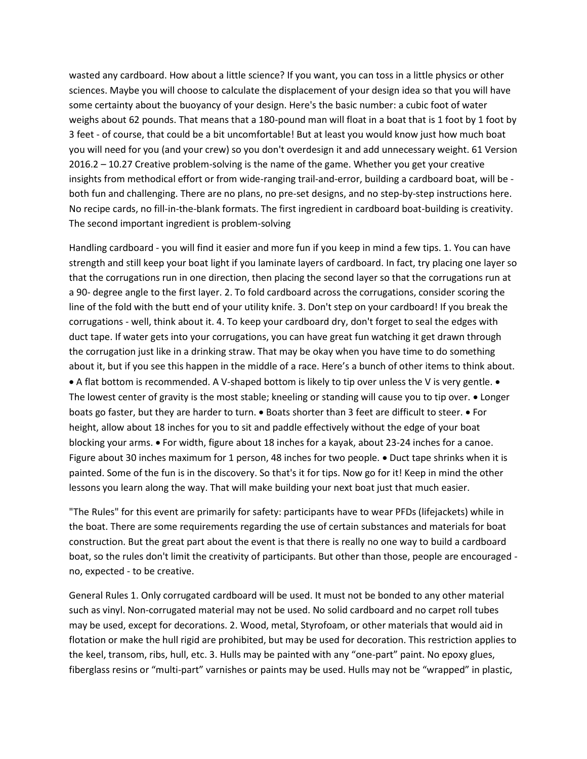wasted any cardboard. How about a little science? If you want, you can toss in a little physics or other sciences. Maybe you will choose to calculate the displacement of your design idea so that you will have some certainty about the buoyancy of your design. Here's the basic number: a cubic foot of water weighs about 62 pounds. That means that a 180-pound man will float in a boat that is 1 foot by 1 foot by 3 feet - of course, that could be a bit uncomfortable! But at least you would know just how much boat you will need for you (and your crew) so you don't overdesign it and add unnecessary weight. 61 Version 2016.2 – 10.27 Creative problem-solving is the name of the game. Whether you get your creative insights from methodical effort or from wide-ranging trail-and-error, building a cardboard boat, will be - both fun and challenging. There are no plans, no pre-set designs, and no step-by-step instructions here. No recipe cards, no fill-in-the-blank formats. The first ingredient in cardboard boat-building is creativity. The second important ingredient is problem-solving

Handling cardboard - you will find it easier and more fun if you keep in mind a few tips. 1. You can have strength and still keep your boat light if you laminate layers of cardboard. In fact, try placing one layer so that the corrugations run in one direction, then placing the second layer so that the corrugations run at a 90- degree angle to the first layer. 2. To fold cardboard across the corrugations, consider scoring the line of the fold with the butt end of your utility knife. 3. Don't step on your cardboard! If you break the corrugations - well, think about it. 4. To keep your cardboard dry, don't forget to seal the edges with duct tape. If water gets into your corrugations, you can have great fun watching it get drawn through the corrugation just like in a drinking straw. That may be okay when you have time to do something about it, but if you see this happen in the middle of a race. Here's a bunch of other items to think about. • A flat bottom is recommended. A V-shaped bottom is likely to tip over unless the V is very gentle. • The lowest center of gravity is the most stable; kneeling or standing will cause you to tip over. • Longer boats go faster, but they are harder to turn. • Boats shorter than 3 feet are difficult to steer. • For height, allow about 18 inches for you to sit and paddle effectively without the edge of your boat blocking your arms. • For width, figure about 18 inches for a kayak, about 23-24 inches for a canoe. Figure about 30 inches maximum for 1 person, 48 inches for two people. • Duct tape shrinks when it is painted. Some of the fun is in the discovery. So that's it for tips. Now go for it! Keep in mind the other lessons you learn along the way. That will make building your next boat just that much easier.

"The Rules" for this event are primarily for safety: participants have to wear PFDs (lifejackets) while in the boat. There are some requirements regarding the use of certain substances and materials for boat construction. But the great part about the event is that there is really no one way to build a cardboard boat, so the rules don't limit the creativity of participants. But other than those, people are encouraged - no, expected - to be creative.

General Rules 1. Only corrugated cardboard will be used. It must not be bonded to any other material such as vinyl. Non-corrugated material may not be used. No solid cardboard and no carpet roll tubes may be used, except for decorations. 2. Wood, metal, Styrofoam, or other materials that would aid in flotation or make the hull rigid are prohibited, but may be used for decoration. This restriction applies to the keel, transom, ribs, hull, etc. 3. Hulls may be painted with any "one-part" paint. No epoxy glues, fiberglass resins or "multi-part" varnishes or paints may be used. Hulls may not be "wrapped" in plastic,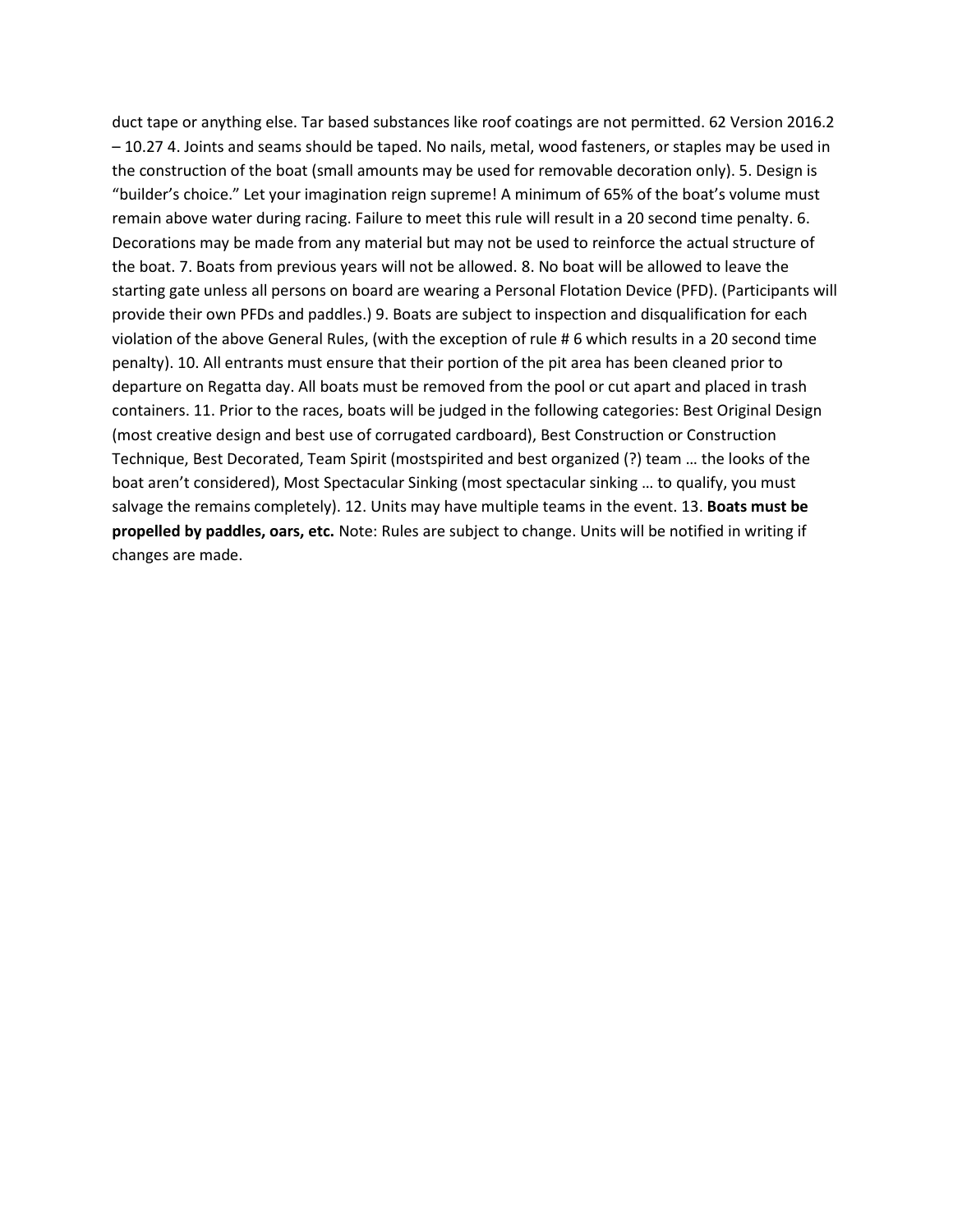duct tape or anything else. Tar based substances like roof coatings are not permitted. 62 Version 2016.2 – 10.27 4. Joints and seams should be taped. No nails, metal, wood fasteners, or staples may be used in the construction of the boat (small amounts may be used for removable decoration only). 5. Design is "builder's choice." Let your imagination reign supreme! A minimum of 65% of the boat's volume must remain above water during racing. Failure to meet this rule will result in a 20 second time penalty. 6. Decorations may be made from any material but may not be used to reinforce the actual structure of the boat. 7. Boats from previous years will not be allowed. 8. No boat will be allowed to leave the starting gate unless all persons on board are wearing a Personal Flotation Device (PFD). (Participants will provide their own PFDs and paddles.) 9. Boats are subject to inspection and disqualification for each violation of the above General Rules, (with the exception of rule # 6 which results in a 20 second time penalty). 10. All entrants must ensure that their portion of the pit area has been cleaned prior to departure on Regatta day. All boats must be removed from the pool or cut apart and placed in trash containers. 11. Prior to the races, boats will be judged in the following categories: Best Original Design (most creative design and best use of corrugated cardboard), Best Construction or Construction Technique, Best Decorated, Team Spirit (mostspirited and best organized (?) team … the looks of the boat aren't considered), Most Spectacular Sinking (most spectacular sinking … to qualify, you must salvage the remains completely). 12. Units may have multiple teams in the event. 13. **Boats must be propelled by paddles, oars, etc.** Note: Rules are subject to change. Units will be notified in writing if changes are made.